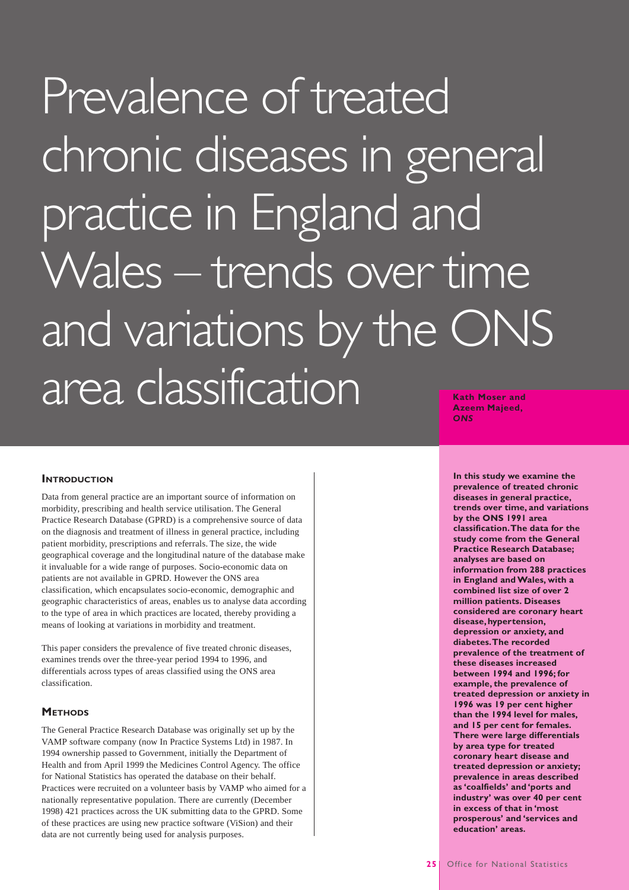# Prevalence of treated chronic diseases in general practice in England and Wales – trends over time and variations by the ONS area classification

**Kath Moser and Azeem Majeed, *ONS***

**In this study we examine the prevalence of treated chronic diseases in general practice, trends over time, and variations by the ONS 1991 area classification. The data for the study come from the General Practice Research Database; analyses are based on information from 288 practices in England and Wales, with a combined list size of over 2 million patients. Diseases considered are coronary heart disease, hypertension, depression or anxiety, and diabetes. The recorded prevalence of the treatment of these diseases increased between 1994 and 1996; for example, the prevalence of treated depression or anxiety in 1996 was 19 per cent higher than the 1994 level for males, and 15 per cent for females. There were large differentials by area type for treated coronary heart disease and treated depression or anxiety; prevalence in areas described as 'coalfields' and 'ports and industry' was over 40 per cent in excess of that in 'most prosperous' and 'services and education' areas.**

## Introduction

Data from general practice are an important source of information on morbidity, prescribing and health service utilisation. The General Practice Research Database (GPRD) is a comprehensive source of data on the diagnosis and treatment of illness in general practice, including patient morbidity, prescriptions and referrals. The size, the wide geographical coverage and the longitudinal nature of the database make it invaluable for a wide range of purposes. Socio-economic data on patients are not available in GPRD. However the ONS area classification, which encapsulates socio-economic, demographic and geographic characteristics of areas, enables us to analyse data according to the type of area in which practices are located, thereby providing a means of looking at variations in morbidity and treatment.

This paper considers the prevalence of five treated chronic diseases, examines trends over the three-year period 1994 to 1996, and differentials across types of areas classified using the ONS area classification.

## Methods

The General Practice Research Database was originally set up by the VAMP software company (now In Practice Systems Ltd) in 1987. In 1994 ownership passed to Government, initially the Department of Health and from April 1999 the Medicines Control Agency. The office for National Statistics has operated the database on their behalf. Practices were recruited on a volunteer basis by VAMP who aimed for a nationally representative population. There are currently (December 1998) 421 practices across the UK submitting data to the GPRD. Some of these practices are using new practice software (ViSion) and their data are not currently being used for analysis purposes.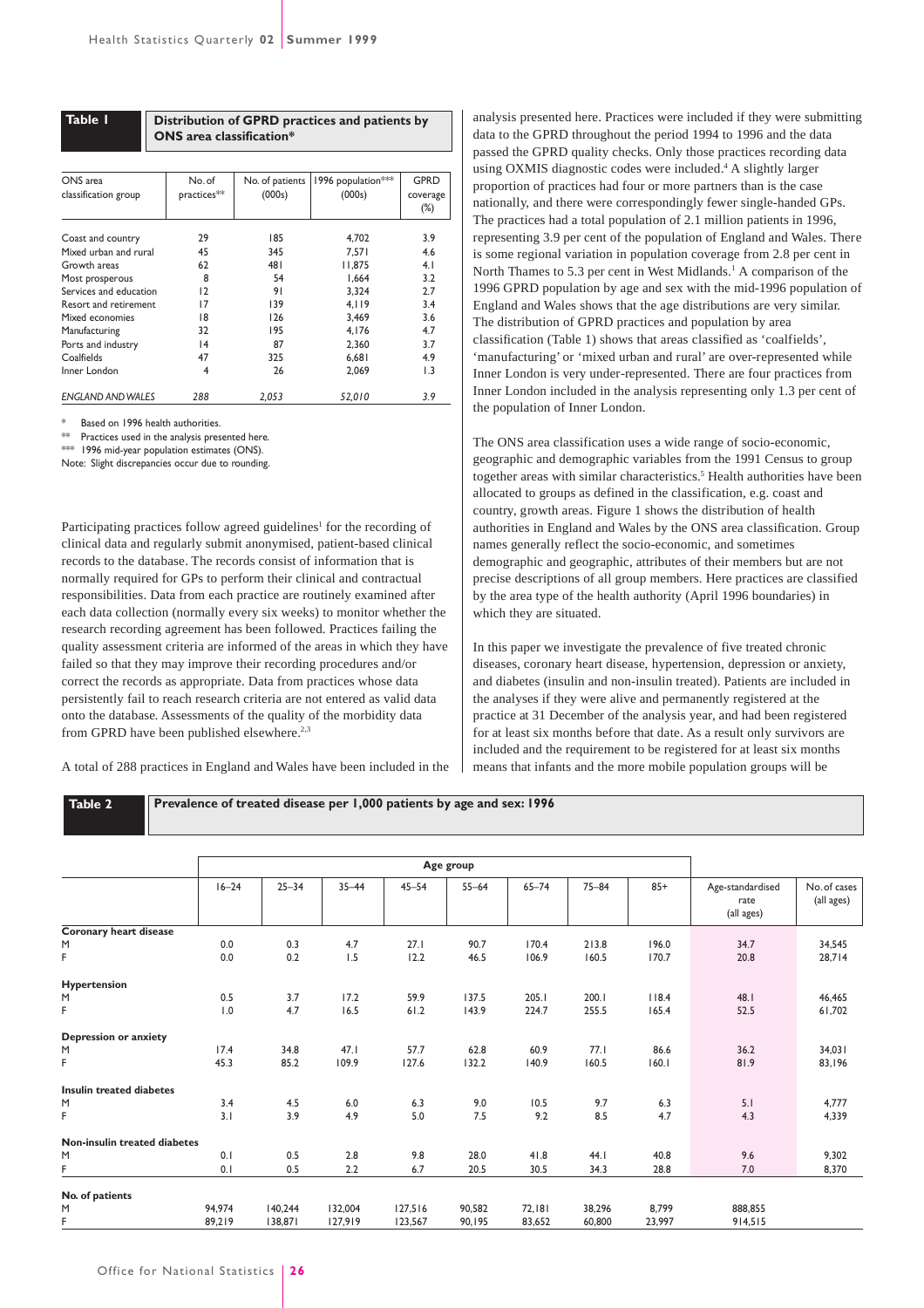**Table 1** Distribution of GPRD practices and patients by ONS area classification*

| ONS area classification group | No. of practices** | No. of patients (000s) | 1996 population*** (000s) | GPRD coverage (%) |
|---|---|---|---|---|
| Coast and country | 29 | 185 | 4,702 | 3.9 |
| Mixed urban and rural | 45 | 345 | 7,571 | 4.6 |
| Growth areas | 62 | 481 | 11,875 | 4.1 |
| Most prosperous | 8 | 54 | 1,664 | 3.2 |
| Services and education | 12 | 91 | 3,324 | 2.7 |
| Resort and retirement | 17 | 139 | 4,119 | 3.4 |
| Mixed economies | 18 | 126 | 3,469 | 3.6 |
| Manufacturing | 32 | 195 | 4,176 | 4.7 |
| Ports and industry | 14 | 87 | 2,360 | 3.7 |
| Coalfields | 47 | 325 | 6,681 | 4.9 |
| Inner London | 4 | 26 | 2,069 | 1.3 |
| *ENGLAND AND WALES* | *288* | *2,053* | *52,010* | *3.9* |

\* Based on 1996 health authorities.
** Practices used in the analysis presented here.
*** 1996 mid-year population estimates (ONS).
Note: Slight discrepancies occur due to rounding.

Participating practices follow agreed guidelines[1] for the recording of clinical data and regularly submit anonymised, patient-based clinical records to the database. The records consist of information that is normally required for GPs to perform their clinical and contractual responsibilities. Data from each practice are routinely examined after each data collection (normally every six weeks) to monitor whether the research recording agreement has been followed. Practices failing the quality assessment criteria are informed of the areas in which they have failed so that they may improve their recording procedures and/or correct the records as appropriate. Data from practices whose data persistently fail to reach research criteria are not entered as valid data onto the database. Assessments of the quality of the morbidity data from GPRD have been published elsewhere.[2,3]

A total of 288 practices in England and Wales have been included in the analysis presented here. Practices were included if they were submitting data to the GPRD throughout the period 1994 to 1996 and the data passed the GPRD quality checks. Only those practices recording data using OXMIS diagnostic codes were included.[4] A slightly larger proportion of practices had four or more partners than is the case nationally, and there were correspondingly fewer single-handed GPs. The practices had a total population of 2.1 million patients in 1996, representing 3.9 per cent of the population of England and Wales. There is some regional variation in population coverage from 2.8 per cent in North Thames to 5.3 per cent in West Midlands.[1] A comparison of the 1996 GPRD population by age and sex with the mid-1996 population of England and Wales shows that the age distributions are very similar. The distribution of GPRD practices and population by area classification (Table 1) shows that areas classified as 'coalfields', 'manufacturing' or 'mixed urban and rural' are over-represented while Inner London is very under-represented. There are four practices from Inner London included in the analysis representing only 1.3 per cent of the population of Inner London.

The ONS area classification uses a wide range of socio-economic, geographic and demographic variables from the 1991 Census to group together areas with similar characteristics.[5] Health authorities have been allocated to groups as defined in the classification, e.g. coast and country, growth areas. Figure 1 shows the distribution of health authorities in England and Wales by the ONS area classification. Group names generally reflect the socio-economic, and sometimes demographic and geographic, attributes of their members but are not precise descriptions of all group members. Here practices are classified by the area type of the health authority (April 1996 boundaries) in which they are situated.

In this paper we investigate the prevalence of five treated chronic diseases, coronary heart disease, hypertension, depression or anxiety, and diabetes (insulin and non-insulin treated). Patients are included in the analyses if they were alive and permanently registered at the practice at 31 December of the analysis year, and had been registered for at least six months before that date. As a result only survivors are included and the requirement to be registered for at least six months means that infants and the more mobile population groups will be

**Table 2** Prevalence of treated disease per 1,000 patients by age and sex: 1996

| | Age group | | | | | | | | | |
|---|---|---|---|---|---|---|---|---|---|---|
| | 16–24 | 25–34 | 35–44 | 45–54 | 55–64 | 65–74 | 75–84 | 85+ | Age-standardised rate (all ages) | No. of cases (all ages) |
| **Coronary heart disease** | | | | | | | | | | |
| M | 0.0 | 0.3 | 4.7 | 27.1 | 90.7 | 170.4 | 213.8 | 196.0 | 34.7 | 34,545 |
| F | 0.0 | 0.2 | 1.5 | 12.2 | 46.5 | 106.9 | 160.5 | 170.7 | 20.8 | 28,714 |
| **Hypertension** | | | | | | | | | | |
| M | 0.5 | 3.7 | 17.2 | 59.9 | 137.5 | 205.1 | 200.1 | 118.4 | 48.1 | 46,465 |
| F | 1.0 | 4.7 | 16.5 | 61.2 | 143.9 | 224.7 | 255.5 | 165.4 | 52.5 | 61,702 |
| **Depression or anxiety** | | | | | | | | | | |
| M | 17.4 | 34.8 | 47.1 | 57.7 | 62.8 | 60.9 | 77.1 | 86.6 | 36.2 | 34,031 |
| F | 45.3 | 85.2 | 109.9 | 127.6 | 132.2 | 140.9 | 160.5 | 160.1 | 81.9 | 83,196 |
| **Insulin treated diabetes** | | | | | | | | | | |
| M | 3.4 | 4.5 | 6.0 | 6.3 | 9.0 | 10.5 | 9.7 | 6.3 | 5.1 | 4,777 |
| F | 3.1 | 3.9 | 4.9 | 5.0 | 7.5 | 9.2 | 8.5 | 4.7 | 4.3 | 4,339 |
| **Non-insulin treated diabetes** | | | | | | | | | | |
| M | 0.1 | 0.5 | 2.8 | 9.8 | 28.0 | 41.8 | 44.1 | 40.8 | 9.6 | 9,302 |
| F | 0.1 | 0.5 | 2.2 | 6.7 | 20.5 | 30.5 | 34.3 | 28.8 | 7.0 | 8,370 |
| **No. of patients** | | | | | | | | | | |
| M | 94,974 | 140,244 | 132,004 | 127,516 | 90,582 | 72,181 | 38,296 | 8,799 | 888,855 | |
| F | 89,219 | 138,871 | 127,919 | 123,567 | 90,195 | 83,652 | 60,800 | 23,997 | 914,515 | |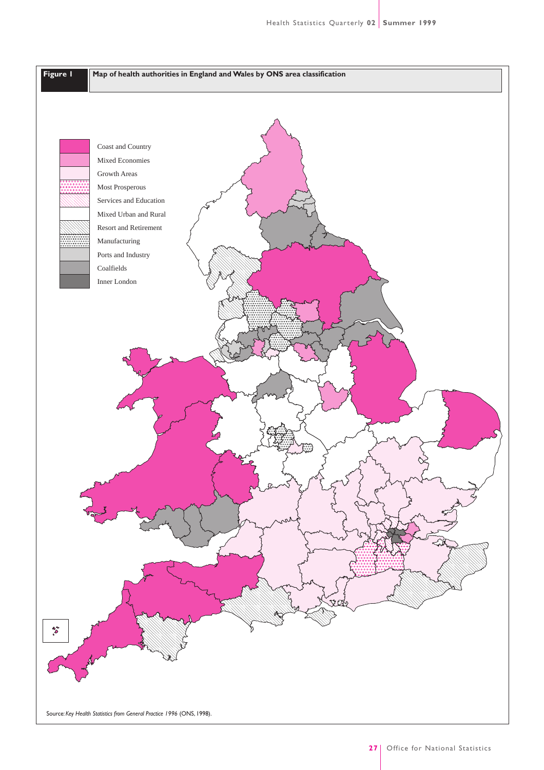**Figure 1** Map of health authorities in England and Wales by ONS area classification

- Coast and Country
- Mixed Economies
- Growth Areas
- Most Prosperous
- Services and Education
- Mixed Urban and Rural
- Resort and Retirement
- Manufacturing
- Ports and Industry
- Coalfields
- Inner London

Source: *Key Health Statistics from General Practice 1996* (ONS, 1998).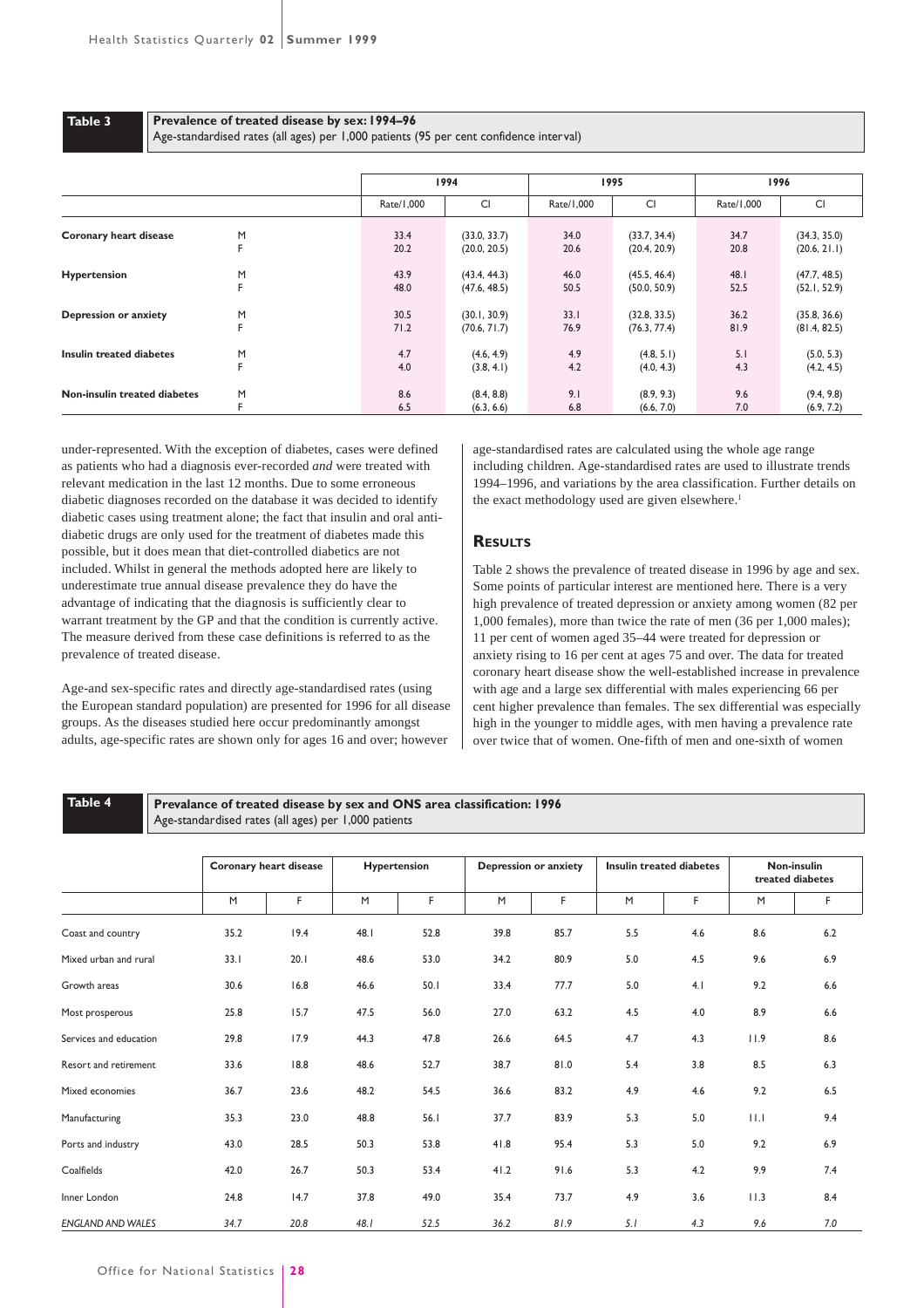**Table 3** **Prevalence of treated disease by sex: 1994–96**
Age-standardised rates (all ages) per 1,000 patients (95 per cent confidence interval)

| | | 1994 | | 1995 | | 1996 | |
|---|---|---|---|---|---|---|---|
| | | Rate/1,000 | CI | Rate/1,000 | CI | Rate/1,000 | CI |
| **Coronary heart disease** | M | 33.4 | (33.0, 33.7) | 34.0 | (33.7, 34.4) | 34.7 | (34.3, 35.0) |
| | F | 20.2 | (20.0, 20.5) | 20.6 | (20.4, 20.9) | 20.8 | (20.6, 21.1) |
| **Hypertension** | M | 43.9 | (43.4, 44.3) | 46.0 | (45.5, 46.4) | 48.1 | (47.7, 48.5) |
| | F | 48.0 | (47.6, 48.5) | 50.5 | (50.0, 50.9) | 52.5 | (52.1, 52.9) |
| **Depression or anxiety** | M | 30.5 | (30.1, 30.9) | 33.1 | (32.8, 33.5) | 36.2 | (35.8, 36.6) |
| | F | 71.2 | (70.6, 71.7) | 76.9 | (76.3, 77.4) | 81.9 | (81.4, 82.5) |
| **Insulin treated diabetes** | M | 4.7 | (4.6, 4.9) | 4.9 | (4.8, 5.1) | 5.1 | (5.0, 5.3) |
| | F | 4.0 | (3.8, 4.1) | 4.2 | (4.0, 4.3) | 4.3 | (4.2, 4.5) |
| **Non-insulin treated diabetes** | M | 8.6 | (8.4, 8.8) | 9.1 | (8.9, 9.3) | 9.6 | (9.4, 9.8) |
| | F | 6.5 | (6.3, 6.6) | 6.8 | (6.6, 7.0) | 7.0 | (6.9, 7.2) |

under-represented. With the exception of diabetes, cases were defined as patients who had a diagnosis ever-recorded *and* were treated with relevant medication in the last 12 months. Due to some erroneous diabetic diagnoses recorded on the database it was decided to identify diabetic cases using treatment alone; the fact that insulin and oral anti-diabetic drugs are only used for the treatment of diabetes made this possible, but it does mean that diet-controlled diabetics are not included. Whilst in general the methods adopted here are likely to underestimate true annual disease prevalence they do have the advantage of indicating that the diagnosis is sufficiently clear to warrant treatment by the GP and that the condition is currently active. The measure derived from these case definitions is referred to as the prevalence of treated disease.

Age-and sex-specific rates and directly age-standardised rates (using the European standard population) are presented for 1996 for all disease groups. As the diseases studied here occur predominantly amongst adults, age-specific rates are shown only for ages 16 and over; however age-standardised rates are calculated using the whole age range including children. Age-standardised rates are used to illustrate trends 1994–1996, and variations by the area classification. Further details on the exact methodology used are given elsewhere.[1]

## Results

Table 2 shows the prevalence of treated disease in 1996 by age and sex. Some points of particular interest are mentioned here. There is a very high prevalence of treated depression or anxiety among women (82 per 1,000 females), more than twice the rate of men (36 per 1,000 males); 11 per cent of women aged 35–44 were treated for depression or anxiety rising to 16 per cent at ages 75 and over. The data for treated coronary heart disease show the well-established increase in prevalence with age and a large sex differential with males experiencing 66 per cent higher prevalence than females. The sex differential was especially high in the younger to middle ages, with men having a prevalence rate over twice that of women. One-fifth of men and one-sixth of women

**Table 4** **Prevalance of treated disease by sex and ONS area classification: 1996**
Age-standardised rates (all ages) per 1,000 patients

| | Coronary heart disease | | Hypertension | | Depression or anxiety | | Insulin treated diabetes | | Non-insulin treated diabetes | |
|---|---|---|---|---|---|---|---|---|---|---|
| | M | F | M | F | M | F | M | F | M | F |
| Coast and country | 35.2 | 19.4 | 48.1 | 52.8 | 39.8 | 85.7 | 5.5 | 4.6 | 8.6 | 6.2 |
| Mixed urban and rural | 33.1 | 20.1 | 48.6 | 53.0 | 34.2 | 80.9 | 5.0 | 4.5 | 9.6 | 6.9 |
| Growth areas | 30.6 | 16.8 | 46.6 | 50.1 | 33.4 | 77.7 | 5.0 | 4.1 | 9.2 | 6.6 |
| Most prosperous | 25.8 | 15.7 | 47.5 | 56.0 | 27.0 | 63.2 | 4.5 | 4.0 | 8.9 | 6.6 |
| Services and education | 29.8 | 17.9 | 44.3 | 47.8 | 26.6 | 64.5 | 4.7 | 4.3 | 11.9 | 8.6 |
| Resort and retirement | 33.6 | 18.8 | 48.6 | 52.7 | 38.7 | 81.0 | 5.4 | 3.8 | 8.5 | 6.3 |
| Mixed economies | 36.7 | 23.6 | 48.2 | 54.5 | 36.6 | 83.2 | 4.9 | 4.6 | 9.2 | 6.5 |
| Manufacturing | 35.3 | 23.0 | 48.8 | 56.1 | 37.7 | 83.9 | 5.3 | 5.0 | 11.1 | 9.4 |
| Ports and industry | 43.0 | 28.5 | 50.3 | 53.8 | 41.8 | 95.4 | 5.3 | 5.0 | 9.2 | 6.9 |
| Coalfields | 42.0 | 26.7 | 50.3 | 53.4 | 41.2 | 91.6 | 5.3 | 4.2 | 9.9 | 7.4 |
| Inner London | 24.8 | 14.7 | 37.8 | 49.0 | 35.4 | 73.7 | 4.9 | 3.6 | 11.3 | 8.4 |
| *ENGLAND AND WALES* | *34.7* | *20.8* | *48.1* | *52.5* | *36.2* | *81.9* | *5.1* | *4.3* | *9.6* | *7.0* |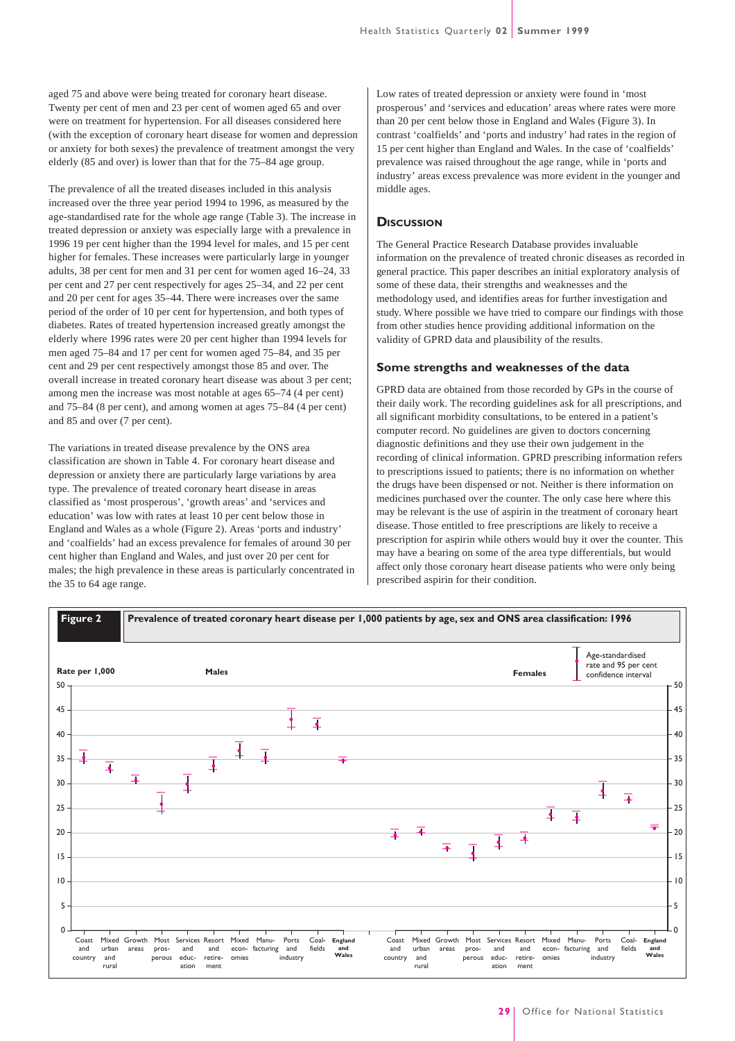aged 75 and above were being treated for coronary heart disease. Twenty per cent of men and 23 per cent of women aged 65 and over were on treatment for hypertension. For all diseases considered here (with the exception of coronary heart disease for women and depression or anxiety for both sexes) the prevalence of treatment amongst the very elderly (85 and over) is lower than that for the 75–84 age group.

The prevalence of all the treated diseases included in this analysis increased over the three year period 1994 to 1996, as measured by the age-standardised rate for the whole age range (Table 3). The increase in treated depression or anxiety was especially large with a prevalence in 1996 19 per cent higher than the 1994 level for males, and 15 per cent higher for females. These increases were particularly large in younger adults, 38 per cent for men and 31 per cent for women aged 16–24, 33 per cent and 27 per cent respectively for ages 25–34, and 22 per cent and 20 per cent for ages 35–44. There were increases over the same period of the order of 10 per cent for hypertension, and both types of diabetes. Rates of treated hypertension increased greatly amongst the elderly where 1996 rates were 20 per cent higher than 1994 levels for men aged 75–84 and 17 per cent for women aged 75–84, and 35 per cent and 29 per cent respectively amongst those 85 and over. The overall increase in treated coronary heart disease was about 3 per cent; among men the increase was most notable at ages 65–74 (4 per cent) and 75–84 (8 per cent), and among women at ages 75–84 (4 per cent) and 85 and over (7 per cent).

The variations in treated disease prevalence by the ONS area classification are shown in Table 4. For coronary heart disease and depression or anxiety there are particularly large variations by area type. The prevalence of treated coronary heart disease in areas classified as 'most prosperous', 'growth areas' and 'services and education' was low with rates at least 10 per cent below those in England and Wales as a whole (Figure 2). Areas 'ports and industry' and 'coalfields' had an excess prevalence for females of around 30 per cent higher than England and Wales, and just over 20 per cent for males; the high prevalence in these areas is particularly concentrated in the 35 to 64 age range.

Low rates of treated depression or anxiety were found in 'most prosperous' and 'services and education' areas where rates were more than 20 per cent below those in England and Wales (Figure 3). In contrast 'coalfields' and 'ports and industry' had rates in the region of 15 per cent higher than England and Wales. In the case of 'coalfields' prevalence was raised throughout the age range, while in 'ports and industry' areas excess prevalence was more evident in the younger and middle ages.

## Discussion

The General Practice Research Database provides invaluable information on the prevalence of treated chronic diseases as recorded in general practice. This paper describes an initial exploratory analysis of some of these data, their strengths and weaknesses and the methodology used, and identifies areas for further investigation and study. Where possible we have tried to compare our findings with those from other studies hence providing additional information on the validity of GPRD data and plausibility of the results.

### Some strengths and weaknesses of the data

GPRD data are obtained from those recorded by GPs in the course of their daily work. The recording guidelines ask for all prescriptions, and all significant morbidity consultations, to be entered in a patient's computer record. No guidelines are given to doctors concerning diagnostic definitions and they use their own judgement in the recording of clinical information. GPRD prescribing information refers to prescriptions issued to patients; there is no information on whether the drugs have been dispensed or not. Neither is there information on medicines purchased over the counter. The only case here where this may be relevant is the use of aspirin in the treatment of coronary heart disease. Those entitled to free prescriptions are likely to receive a prescription for aspirin while others would buy it over the counter. This may have a bearing on some of the area type differentials, but would affect only those coronary heart disease patients who were only being prescribed aspirin for their condition.

**Figure 2** Prevalence of treated coronary heart disease per 1,000 patients by age, sex and ONS area classification: 1996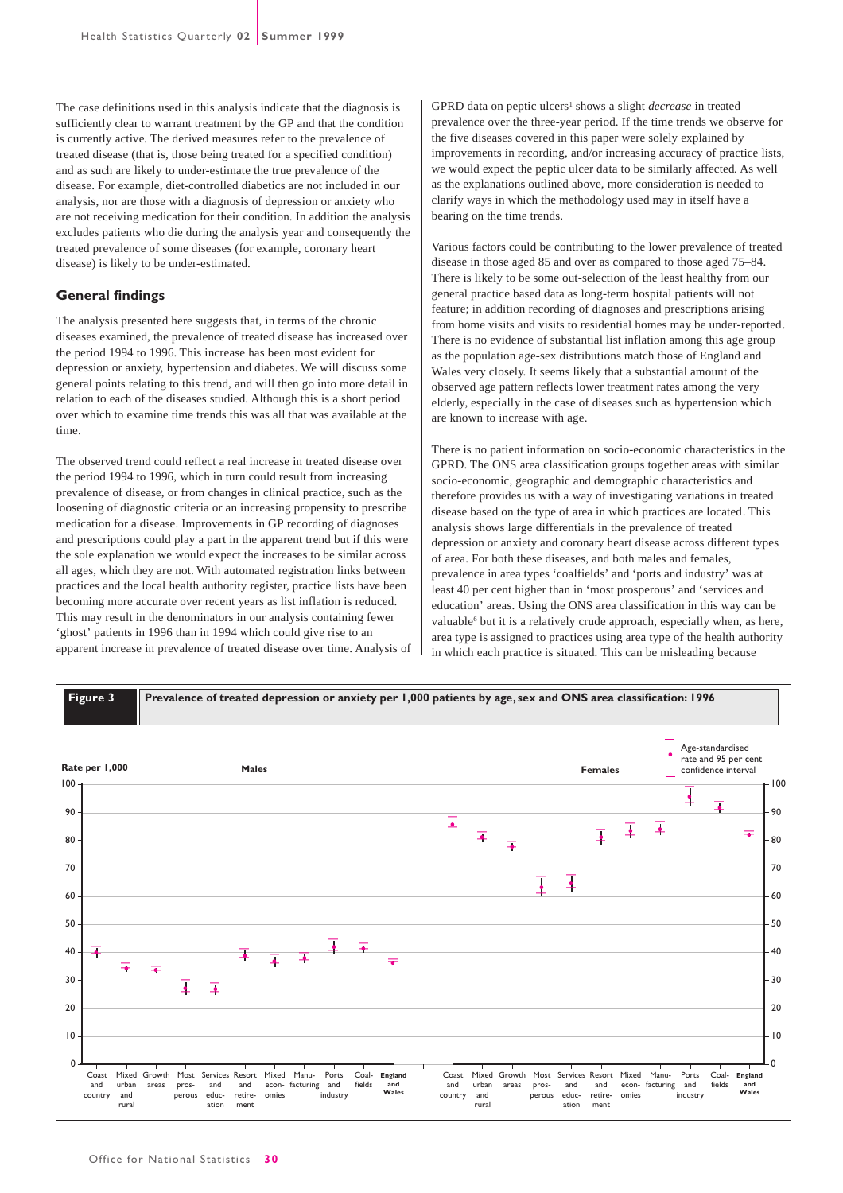The case definitions used in this analysis indicate that the diagnosis is sufficiently clear to warrant treatment by the GP and that the condition is currently active. The derived measures refer to the prevalence of treated disease (that is, those being treated for a specified condition) and as such are likely to under-estimate the true prevalence of the disease. For example, diet-controlled diabetics are not included in our analysis, nor are those with a diagnosis of depression or anxiety who are not receiving medication for their condition. In addition the analysis excludes patients who die during the analysis year and consequently the treated prevalence of some diseases (for example, coronary heart disease) is likely to be under-estimated.

## General findings

The analysis presented here suggests that, in terms of the chronic diseases examined, the prevalence of treated disease has increased over the period 1994 to 1996. This increase has been most evident for depression or anxiety, hypertension and diabetes. We will discuss some general points relating to this trend, and will then go into more detail in relation to each of the diseases studied. Although this is a short period over which to examine time trends this was all that was available at the time.

The observed trend could reflect a real increase in treated disease over the period 1994 to 1996, which in turn could result from increasing prevalence of disease, or from changes in clinical practice, such as the loosening of diagnostic criteria or an increasing propensity to prescribe medication for a disease. Improvements in GP recording of diagnoses and prescriptions could play a part in the apparent trend but if this were the sole explanation we would expect the increases to be similar across all ages, which they are not. With automated registration links between practices and the local health authority register, practice lists have been becoming more accurate over recent years as list inflation is reduced. This may result in the denominators in our analysis containing fewer 'ghost' patients in 1996 than in 1994 which could give rise to an apparent increase in prevalence of treated disease over time. Analysis of GPRD data on peptic ulcers[1] shows a slight *decrease* in treated prevalence over the three-year period. If the time trends we observe for the five diseases covered in this paper were solely explained by improvements in recording, and/or increasing accuracy of practice lists, we would expect the peptic ulcer data to be similarly affected. As well as the explanations outlined above, more consideration is needed to clarify ways in which the methodology used may in itself have a bearing on the time trends.

Various factors could be contributing to the lower prevalence of treated disease in those aged 85 and over as compared to those aged 75–84. There is likely to be some out-selection of the least healthy from our general practice based data as long-term hospital patients will not feature; in addition recording of diagnoses and prescriptions arising from home visits and visits to residential homes may be under-reported. There is no evidence of substantial list inflation among this age group as the population age-sex distributions match those of England and Wales very closely. It seems likely that a substantial amount of the observed age pattern reflects lower treatment rates among the very elderly, especially in the case of diseases such as hypertension which are known to increase with age.

There is no patient information on socio-economic characteristics in the GPRD. The ONS area classification groups together areas with similar socio-economic, geographic and demographic characteristics and therefore provides us with a way of investigating variations in treated disease based on the type of area in which practices are located. This analysis shows large differentials in the prevalence of treated depression or anxiety and coronary heart disease across different types of area. For both these diseases, and both males and females, prevalence in area types 'coalfields' and 'ports and industry' was at least 40 per cent higher than in 'most prosperous' and 'services and education' areas. Using the ONS area classification in this way can be valuable[6] but it is a relatively crude approach, especially when, as here, area type is assigned to practices using area type of the health authority in which each practice is situated. This can be misleading because

**Figure 3** Prevalence of treated depression or anxiety per 1,000 patients by age, sex and ONS area classification: 1996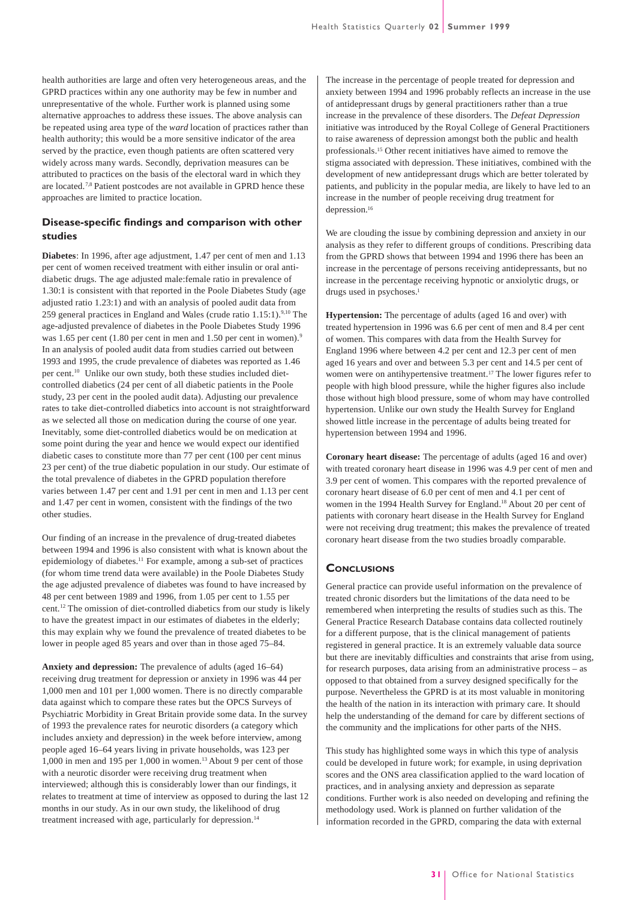health authorities are large and often very heterogeneous areas, and the GPRD practices within any one authority may be few in number and unrepresentative of the whole. Further work is planned using some alternative approaches to address these issues. The above analysis can be repeated using area type of the *ward* location of practices rather than health authority; this would be a more sensitive indicator of the area served by the practice, even though patients are often scattered very widely across many wards. Secondly, deprivation measures can be attributed to practices on the basis of the electoral ward in which they are located.[7,8] Patient postcodes are not available in GPRD hence these approaches are limited to practice location.

### Disease-specific findings and comparison with other studies

**Diabetes**: In 1996, after age adjustment, 1.47 per cent of men and 1.13 per cent of women received treatment with either insulin or oral anti-diabetic drugs. The age adjusted male:female ratio in prevalence of 1.30:1 is consistent with that reported in the Poole Diabetes Study (age adjusted ratio 1.23:1) and with an analysis of pooled audit data from 259 general practices in England and Wales (crude ratio 1.15:1).[9,10] The age-adjusted prevalence of diabetes in the Poole Diabetes Study 1996 was 1.65 per cent (1.80 per cent in men and 1.50 per cent in women).[9] In an analysis of pooled audit data from studies carried out between 1993 and 1995, the crude prevalence of diabetes was reported as 1.46 per cent.[10] Unlike our own study, both these studies included diet-controlled diabetics (24 per cent of all diabetic patients in the Poole study, 23 per cent in the pooled audit data). Adjusting our prevalence rates to take diet-controlled diabetics into account is not straightforward as we selected all those on medication during the course of one year. Inevitably, some diet-controlled diabetics would be on medication at some point during the year and hence we would expect our identified diabetic cases to constitute more than 77 per cent (100 per cent minus 23 per cent) of the true diabetic population in our study. Our estimate of the total prevalence of diabetes in the GPRD population therefore varies between 1.47 per cent and 1.91 per cent in men and 1.13 per cent and 1.47 per cent in women, consistent with the findings of the two other studies.

Our finding of an increase in the prevalence of drug-treated diabetes between 1994 and 1996 is also consistent with what is known about the epidemiology of diabetes.[11] For example, among a sub-set of practices (for whom time trend data were available) in the Poole Diabetes Study the age adjusted prevalence of diabetes was found to have increased by 48 per cent between 1989 and 1996, from 1.05 per cent to 1.55 per cent.[12] The omission of diet-controlled diabetics from our study is likely to have the greatest impact in our estimates of diabetes in the elderly; this may explain why we found the prevalence of treated diabetes to be lower in people aged 85 years and over than in those aged 75–84.

**Anxiety and depression:** The prevalence of adults (aged 16–64) receiving drug treatment for depression or anxiety in 1996 was 44 per 1,000 men and 101 per 1,000 women. There is no directly comparable data against which to compare these rates but the OPCS Surveys of Psychiatric Morbidity in Great Britain provide some data. In the survey of 1993 the prevalence rates for neurotic disorders (a category which includes anxiety and depression) in the week before interview, among people aged 16–64 years living in private households, was 123 per 1,000 in men and 195 per 1,000 in women.[13] About 9 per cent of those with a neurotic disorder were receiving drug treatment when interviewed; although this is considerably lower than our findings, it relates to treatment at time of interview as opposed to during the last 12 months in our study. As in our own study, the likelihood of drug treatment increased with age, particularly for depression.[14]

The increase in the percentage of people treated for depression and anxiety between 1994 and 1996 probably reflects an increase in the use of antidepressant drugs by general practitioners rather than a true increase in the prevalence of these disorders. The *Defeat Depression* initiative was introduced by the Royal College of General Practitioners to raise awareness of depression amongst both the public and health professionals.[15] Other recent initiatives have aimed to remove the stigma associated with depression. These initiatives, combined with the development of new antidepressant drugs which are better tolerated by patients, and publicity in the popular media, are likely to have led to an increase in the number of people receiving drug treatment for depression.[16]

We are clouding the issue by combining depression and anxiety in our analysis as they refer to different groups of conditions. Prescribing data from the GPRD shows that between 1994 and 1996 there has been an increase in the percentage of persons receiving antidepressants, but no increase in the percentage receiving hypnotic or anxiolytic drugs, or drugs used in psychoses.[1]

**Hypertension:** The percentage of adults (aged 16 and over) with treated hypertension in 1996 was 6.6 per cent of men and 8.4 per cent of women. This compares with data from the Health Survey for England 1996 where between 4.2 per cent and 12.3 per cent of men aged 16 years and over and between 5.3 per cent and 14.5 per cent of women were on antihypertensive treatment.[17] The lower figures refer to people with high blood pressure, while the higher figures also include those without high blood pressure, some of whom may have controlled hypertension. Unlike our own study the Health Survey for England showed little increase in the percentage of adults being treated for hypertension between 1994 and 1996.

**Coronary heart disease:** The percentage of adults (aged 16 and over) with treated coronary heart disease in 1996 was 4.9 per cent of men and 3.9 per cent of women. This compares with the reported prevalence of coronary heart disease of 6.0 per cent of men and 4.1 per cent of women in the 1994 Health Survey for England.[18] About 20 per cent of patients with coronary heart disease in the Health Survey for England were not receiving drug treatment; this makes the prevalence of treated coronary heart disease from the two studies broadly comparable.

## Conclusions

General practice can provide useful information on the prevalence of treated chronic disorders but the limitations of the data need to be remembered when interpreting the results of studies such as this. The General Practice Research Database contains data collected routinely for a different purpose, that is the clinical management of patients registered in general practice. It is an extremely valuable data source but there are inevitably difficulties and constraints that arise from using, for research purposes, data arising from an administrative process – as opposed to that obtained from a survey designed specifically for the purpose. Nevertheless the GPRD is at its most valuable in monitoring the health of the nation in its interaction with primary care. It should help the understanding of the demand for care by different sections of the community and the implications for other parts of the NHS.

This study has highlighted some ways in which this type of analysis could be developed in future work; for example, in using deprivation scores and the ONS area classification applied to the ward location of practices, and in analysing anxiety and depression as separate conditions. Further work is also needed on developing and refining the methodology used. Work is planned on further validation of the information recorded in the GPRD, comparing the data with external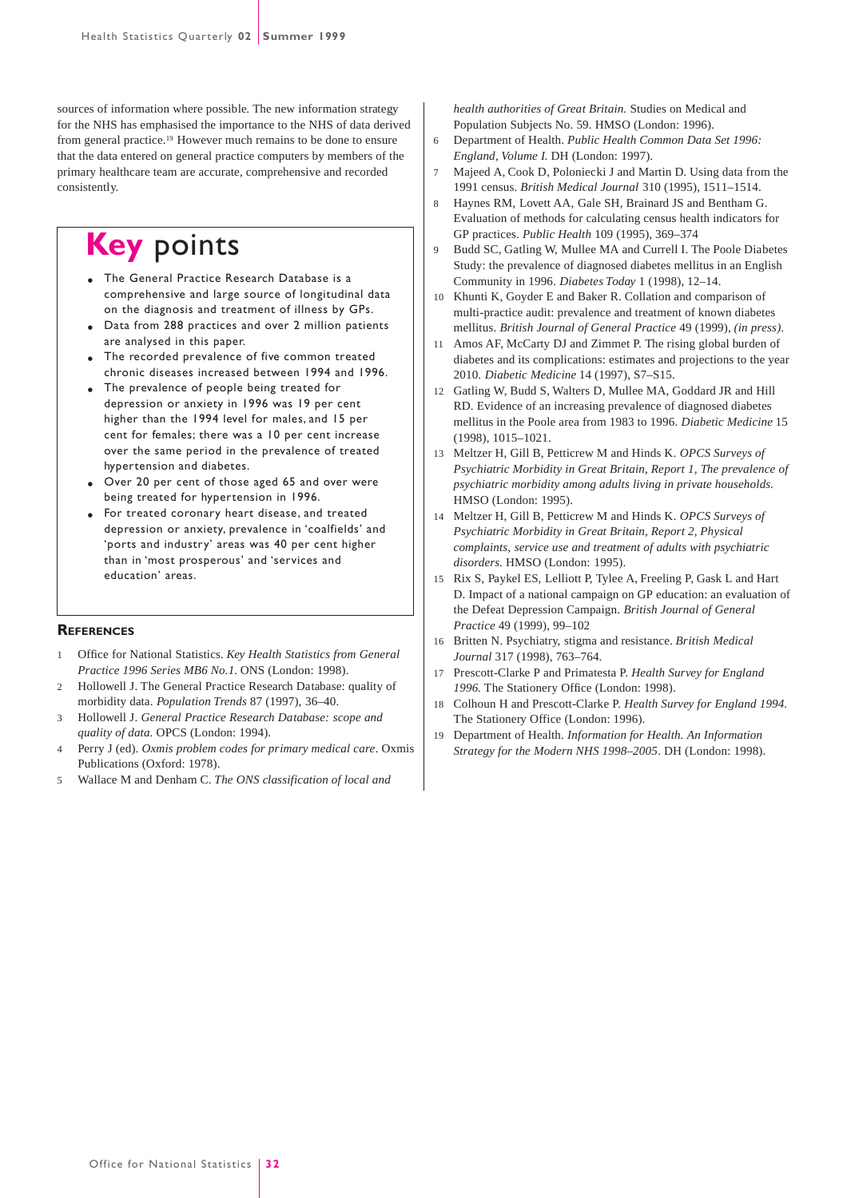sources of information where possible. The new information strategy for the NHS has emphasised the importance to the NHS of data derived from general practice.[19] However much remains to be done to ensure that the data entered on general practice computers by members of the primary healthcare team are accurate, comprehensive and recorded consistently.

## Key points

- The General Practice Research Database is a comprehensive and large source of longitudinal data on the diagnosis and treatment of illness by GPs.
- Data from 288 practices and over 2 million patients are analysed in this paper.
- The recorded prevalence of five common treated chronic diseases increased between 1994 and 1996.
- The prevalence of people being treated for depression or anxiety in 1996 was 19 per cent higher than the 1994 level for males, and 15 per cent for females; there was a 10 per cent increase over the same period in the prevalence of treated hypertension and diabetes.
- Over 20 per cent of those aged 65 and over were being treated for hypertension in 1996.
- For treated coronary heart disease, and treated depression or anxiety, prevalence in 'coalfields' and 'ports and industry' areas was 40 per cent higher than in 'most prosperous' and 'services and education' areas.

## References

1. Office for National Statistics. *Key Health Statistics from General Practice 1996 Series MB6 No.1*. ONS (London: 1998).
2. Hollowell J. The General Practice Research Database: quality of morbidity data. *Population Trends* 87 (1997), 36–40.
3. Hollowell J. *General Practice Research Database: scope and quality of data.* OPCS (London: 1994).
4. Perry J (ed). *Oxmis problem codes for primary medical care*. Oxmis Publications (Oxford: 1978).
5. Wallace M and Denham C. *The ONS classification of local and health authorities of Great Britain.* Studies on Medical and Population Subjects No. 59. HMSO (London: 1996).
6. Department of Health. *Public Health Common Data Set 1996: England, Volume I.* DH (London: 1997).
7. Majeed A, Cook D, Poloniecki J and Martin D. Using data from the 1991 census. *British Medical Journal* 310 (1995), 1511–1514.
8. Haynes RM, Lovett AA, Gale SH, Brainard JS and Bentham G. Evaluation of methods for calculating census health indicators for GP practices. *Public Health* 109 (1995), 369–374
9. Budd SC, Gatling W, Mullee MA and Currell I. The Poole Diabetes Study: the prevalence of diagnosed diabetes mellitus in an English Community in 1996. *Diabetes Today* 1 (1998), 12–14.
10. Khunti K, Goyder E and Baker R. Collation and comparison of multi-practice audit: prevalence and treatment of known diabetes mellitus. *British Journal of General Practice* 49 (1999), *(in press)*.
11. Amos AF, McCarty DJ and Zimmet P. The rising global burden of diabetes and its complications: estimates and projections to the year 2010. *Diabetic Medicine* 14 (1997), S7–S15.
12. Gatling W, Budd S, Walters D, Mullee MA, Goddard JR and Hill RD. Evidence of an increasing prevalence of diagnosed diabetes mellitus in the Poole area from 1983 to 1996. *Diabetic Medicine* 15 (1998), 1015–1021.
13. Meltzer H, Gill B, Petticrew M and Hinds K. *OPCS Surveys of Psychiatric Morbidity in Great Britain, Report 1, The prevalence of psychiatric morbidity among adults living in private households.* HMSO (London: 1995).
14. Meltzer H, Gill B, Petticrew M and Hinds K. *OPCS Surveys of Psychiatric Morbidity in Great Britain, Report 2, Physical complaints, service use and treatment of adults with psychiatric disorders.* HMSO (London: 1995).
15. Rix S, Paykel ES, Lelliott P, Tylee A, Freeling P, Gask L and Hart D. Impact of a national campaign on GP education: an evaluation of the Defeat Depression Campaign. *British Journal of General Practice* 49 (1999), 99–102
16. Britten N. Psychiatry, stigma and resistance. *British Medical Journal* 317 (1998), 763–764.
17. Prescott-Clarke P and Primatesta P. *Health Survey for England 1996.* The Stationery Office (London: 1998).
18. Colhoun H and Prescott-Clarke P. *Health Survey for England 1994.* The Stationery Office (London: 1996).
19. Department of Health. *Information for Health. An Information Strategy for the Modern NHS 1998–2005*. DH (London: 1998).